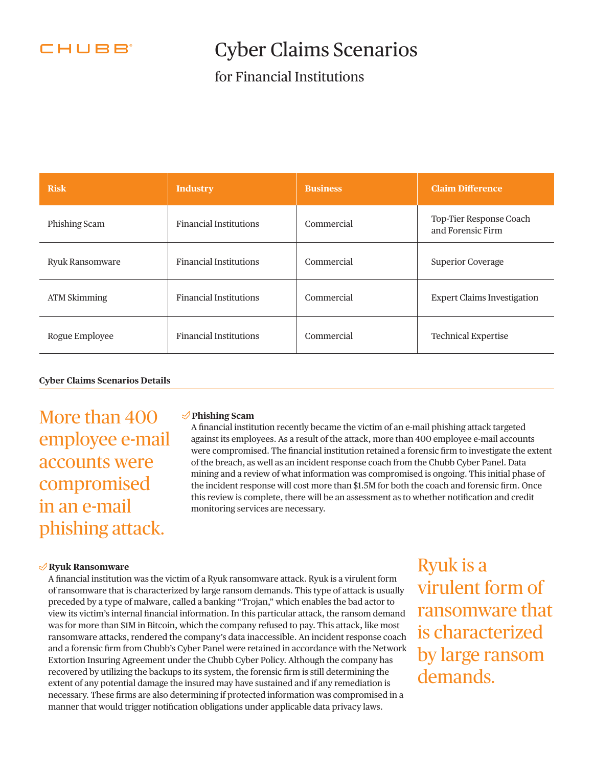CHUBB

# Cyber Claims Scenarios

## for Financial Institutions

| Risk | Industry | Business | Claim Difference |
|---|---|---|---|
| Phishing Scam | Financial Institutions | Commercial | Top-Tier Response Coach and Forensic Firm |
| Ryuk Ransomware | Financial Institutions | Commercial | Superior Coverage |
| ATM Skimming | Financial Institutions | Commercial | Expert Claims Investigation |
| Rogue Employee | Financial Institutions | Commercial | Technical Expertise |

### Cyber Claims Scenarios Details

More than 400 employee e-mail accounts were compromised in an e-mail phishing attack.

**Phishing Scam**

A financial institution recently became the victim of an e-mail phishing attack targeted against its employees. As a result of the attack, more than 400 employee e-mail accounts were compromised. The financial institution retained a forensic firm to investigate the extent of the breach, as well as an incident response coach from the Chubb Cyber Panel. Data mining and a review of what information was compromised is ongoing. This initial phase of the incident response will cost more than $1.5M for both the coach and forensic firm. Once this review is complete, there will be an assessment as to whether notification and credit monitoring services are necessary.

**Ryuk Ransomware**

A financial institution was the victim of a Ryuk ransomware attack. Ryuk is a virulent form of ransomware that is characterized by large ransom demands. This type of attack is usually preceded by a type of malware, called a banking "Trojan," which enables the bad actor to view its victim's internal financial information. In this particular attack, the ransom demand was for more than $1M in Bitcoin, which the company refused to pay. This attack, like most ransomware attacks, rendered the company's data inaccessible. An incident response coach and a forensic firm from Chubb's Cyber Panel were retained in accordance with the Network Extortion Insuring Agreement under the Chubb Cyber Policy. Although the company has recovered by utilizing the backups to its system, the forensic firm is still determining the extent of any potential damage the insured may have sustained and if any remediation is necessary. These firms are also determining if protected information was compromised in a manner that would trigger notification obligations under applicable data privacy laws.

Ryuk is a virulent form of ransomware that is characterized by large ransom demands.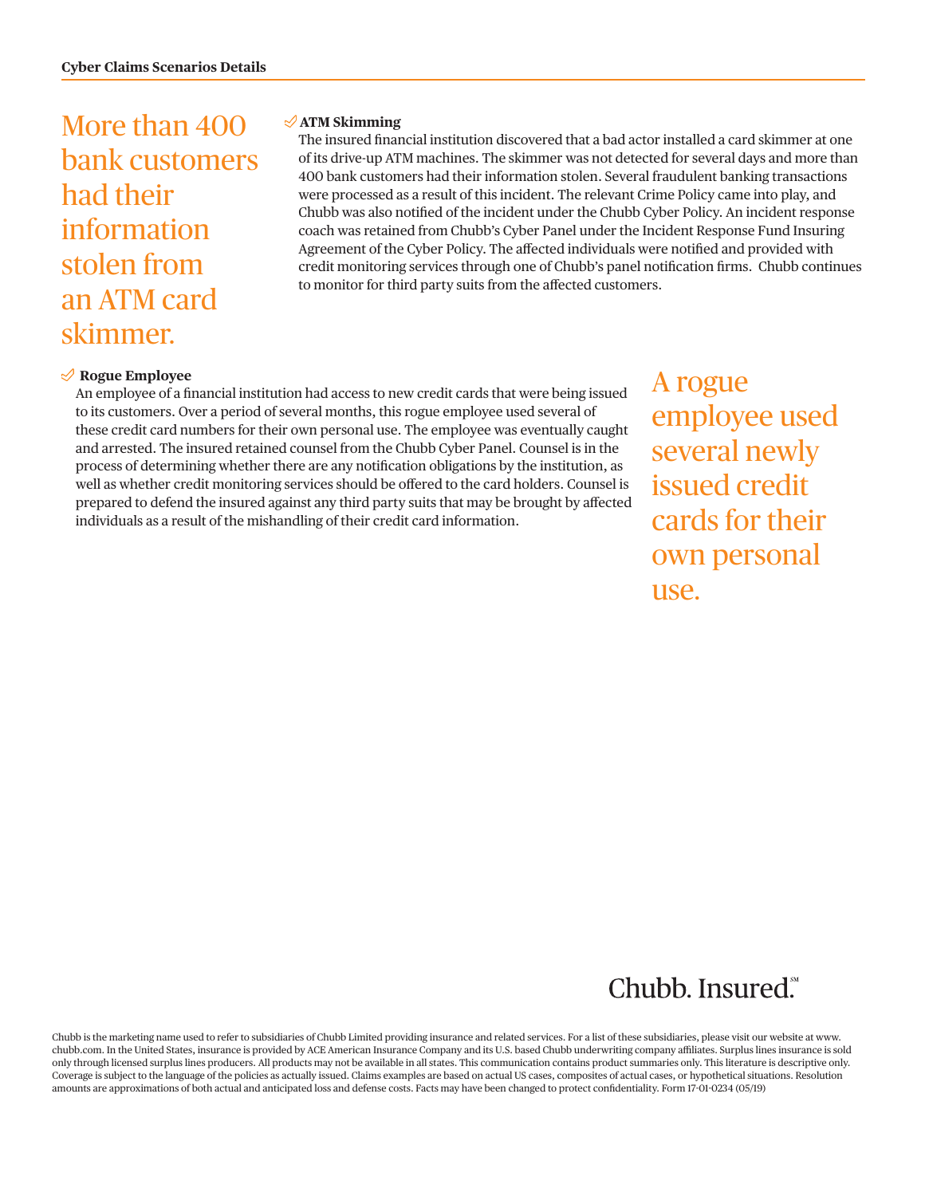More than 400 bank customers had their information stolen from an ATM card skimmer.

### ATM Skimming

The insured financial institution discovered that a bad actor installed a card skimmer at one of its drive-up ATM machines. The skimmer was not detected for several days and more than 400 bank customers had their information stolen. Several fraudulent banking transactions were processed as a result of this incident. The relevant Crime Policy came into play, and Chubb was also notified of the incident under the Chubb Cyber Policy. An incident response coach was retained from Chubb's Cyber Panel under the Incident Response Fund Insuring Agreement of the Cyber Policy. The affected individuals were notified and provided with credit monitoring services through one of Chubb's panel notification firms. Chubb continues to monitor for third party suits from the affected customers.

### Rogue Employee

An employee of a financial institution had access to new credit cards that were being issued to its customers. Over a period of several months, this rogue employee used several of these credit card numbers for their own personal use. The employee was eventually caught and arrested. The insured retained counsel from the Chubb Cyber Panel. Counsel is in the process of determining whether there are any notification obligations by the institution, as well as whether credit monitoring services should be offered to the card holders. Counsel is prepared to defend the insured against any third party suits that may be brought by affected individuals as a result of the mishandling of their credit card information.

A rogue employee used several newly issued credit cards for their own personal use.

Chubb. Insured.℠

Chubb is the marketing name used to refer to subsidiaries of Chubb Limited providing insurance and related services. For a list of these subsidiaries, please visit our website at www.chubb.com. In the United States, insurance is provided by ACE American Insurance Company and its U.S. based Chubb underwriting company affiliates. Surplus lines insurance is sold only through licensed surplus lines producers. All products may not be available in all states. This communication contains product summaries only. This literature is descriptive only. Coverage is subject to the language of the policies as actually issued. Claims examples are based on actual US cases, composites of actual cases, or hypothetical situations. Resolution amounts are approximations of both actual and anticipated loss and defense costs. Facts may have been changed to protect confidentiality. Form 17-01-0234 (05/19)